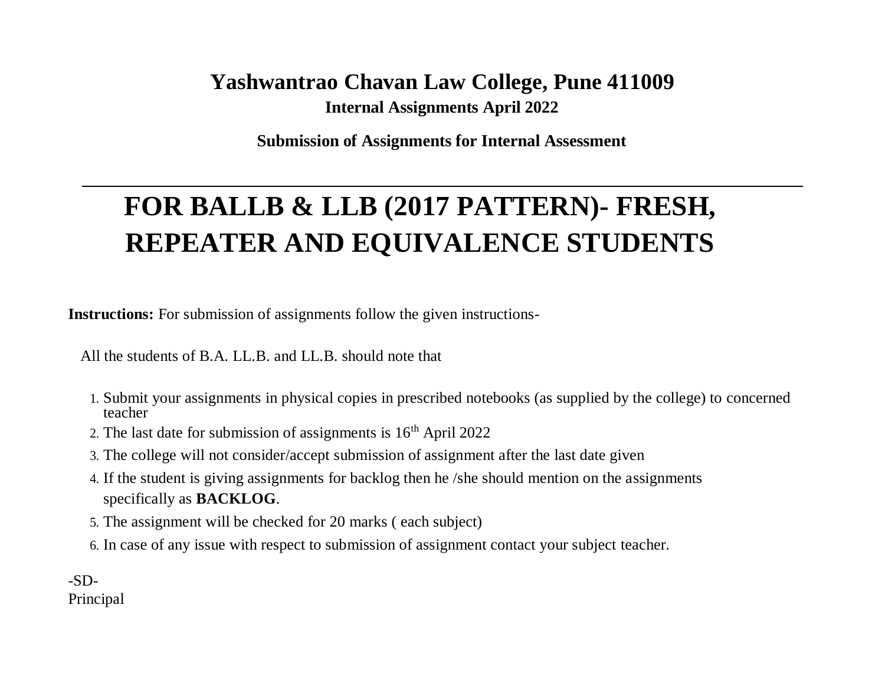# Yashwantrao Chavan Law College, Pune 411009

**Internal Assignments April 2022**

**Submission of Assignments for Internal Assessment**

---

# FOR BALLB & LLB (2017 PATTERN)- FRESH, REPEATER AND EQUIVALENCE STUDENTS

**Instructions:** For submission of assignments follow the given instructions-

All the students of B.A. LL.B. and LL.B. should note that

1. Submit your assignments in physical copies in prescribed notebooks (as supplied by the college) to concerned teacher
2. The last date for submission of assignments is 16th April 2022
3. The college will not consider/accept submission of assignment after the last date given
4. If the student is giving assignments for backlog then he /she should mention on the assignments specifically as **BACKLOG**.
5. The assignment will be checked for 20 marks ( each subject)
6. In case of any issue with respect to submission of assignment contact your subject teacher.

-SD-
Principal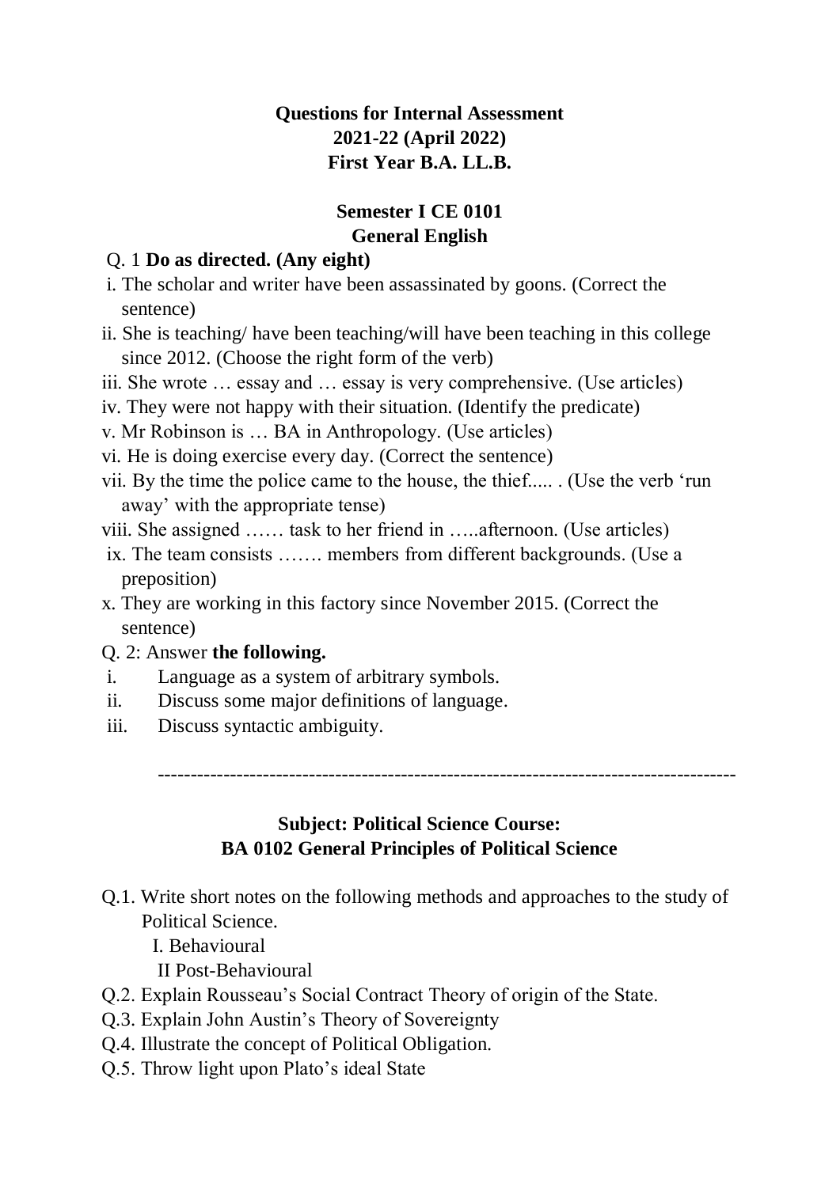**Questions for Internal Assessment**
**2021-22 (April 2022)**
**First Year B.A. LL.B.**

**Semester I CE 0101**
**General English**

Q. 1 **Do as directed. (Any eight)**

i. The scholar and writer have been assassinated by goons. (Correct the sentence)

ii. She is teaching/ have been teaching/will have been teaching in this college since 2012. (Choose the right form of the verb)

iii. She wrote … essay and … essay is very comprehensive. (Use articles)

iv. They were not happy with their situation. (Identify the predicate)

v. Mr Robinson is … BA in Anthropology. (Use articles)

vi. He is doing exercise every day. (Correct the sentence)

vii. By the time the police came to the house, the thief..... . (Use the verb 'run away' with the appropriate tense)

viii. She assigned …… task to her friend in …..afternoon. (Use articles)

ix. The team consists ……. members from different backgrounds. (Use a preposition)

x. They are working in this factory since November 2015. (Correct the sentence)

Q. 2: Answer **the following.**

i. Language as a system of arbitrary symbols.

ii. Discuss some major definitions of language.

iii. Discuss syntactic ambiguity.

---

**Subject: Political Science Course:**
**BA 0102 General Principles of Political Science**

Q.1. Write short notes on the following methods and approaches to the study of Political Science.

I. Behavioural

II Post-Behavioural

Q.2. Explain Rousseau's Social Contract Theory of origin of the State.

Q.3. Explain John Austin's Theory of Sovereignty

Q.4. Illustrate the concept of Political Obligation.

Q.5. Throw light upon Plato's ideal State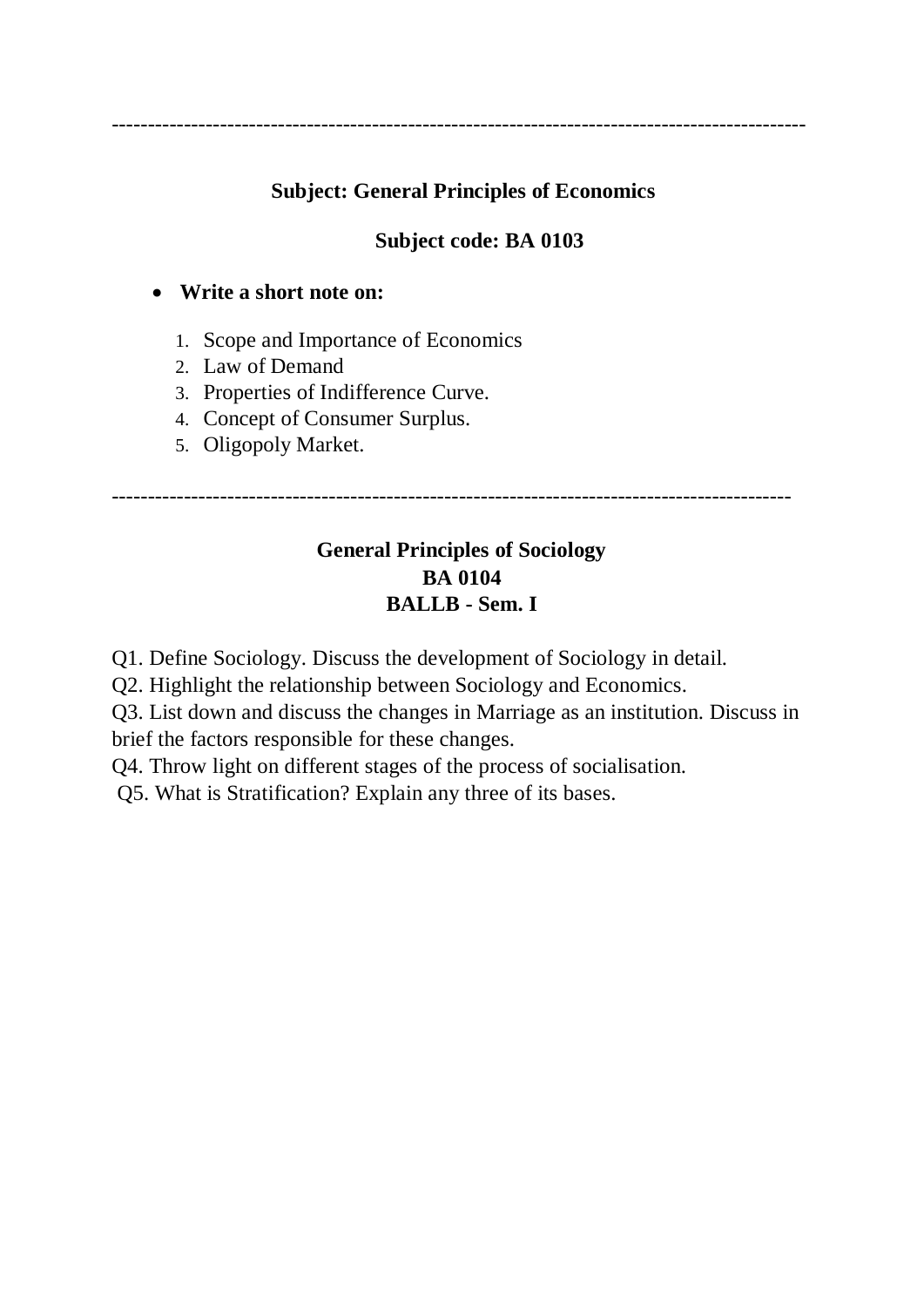---

**Subject: General Principles of Economics**

**Subject code: BA 0103**

- **Write a short note on:**

1. Scope and Importance of Economics
2. Law of Demand
3. Properties of Indifference Curve.
4. Concept of Consumer Surplus.
5. Oligopoly Market.

---

**General Principles of Sociology**
**BA 0104**
**BALLB - Sem. I**

Q1. Define Sociology. Discuss the development of Sociology in detail.
Q2. Highlight the relationship between Sociology and Economics.
Q3. List down and discuss the changes in Marriage as an institution. Discuss in brief the factors responsible for these changes.
Q4. Throw light on different stages of the process of socialisation.
Q5. What is Stratification? Explain any three of its bases.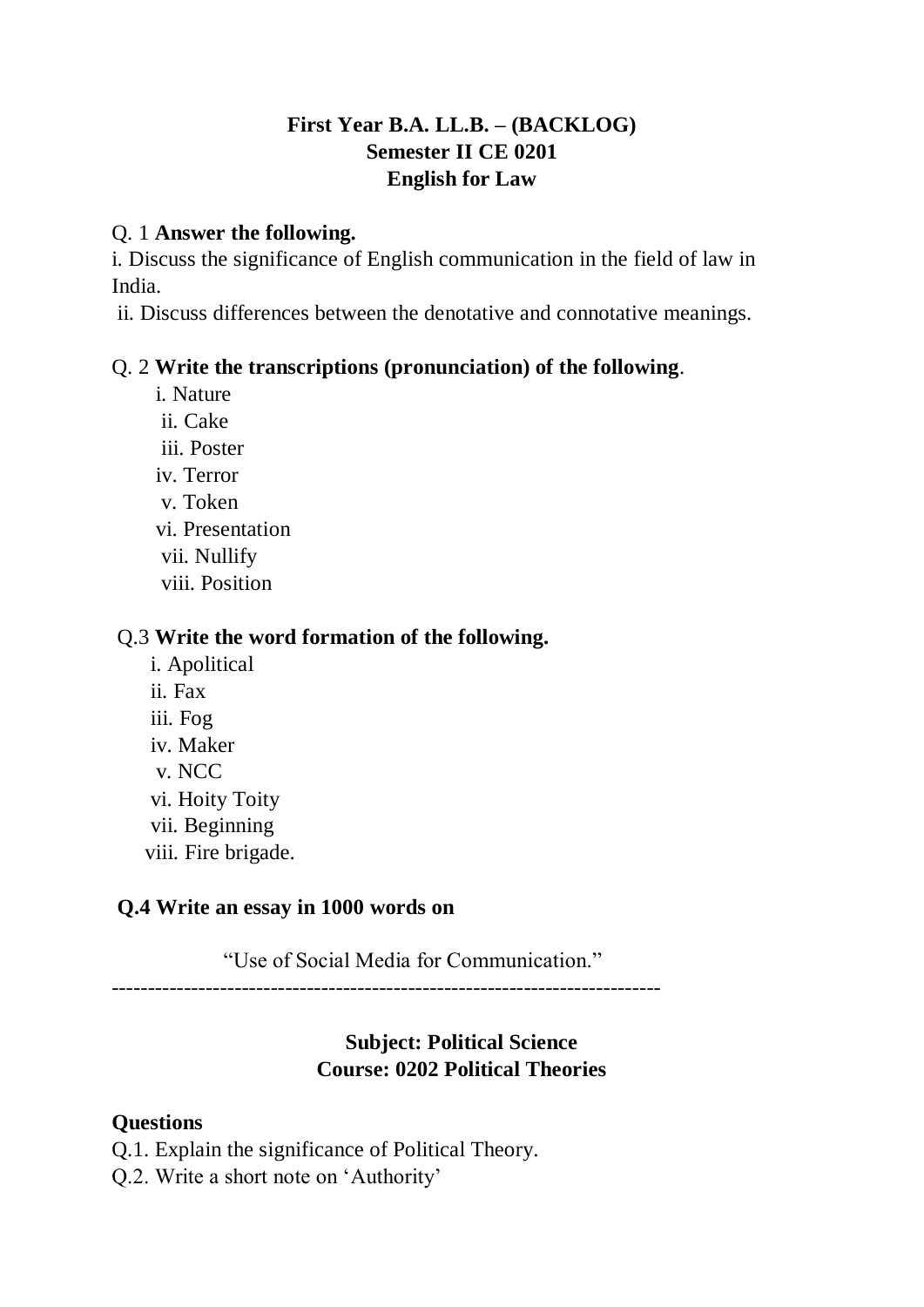**First Year B.A. LL.B. – (BACKLOG)**
**Semester II CE 0201**
**English for Law**

Q. 1 **Answer the following.**

i. Discuss the significance of English communication in the field of law in India.

ii. Discuss differences between the denotative and connotative meanings.

Q. 2 **Write the transcriptions (pronunciation) of the following**.

i. Nature
ii. Cake
iii. Poster
iv. Terror
v. Token
vi. Presentation
vii. Nullify
viii. Position

Q.3 **Write the word formation of the following.**

i. Apolitical
ii. Fax
iii. Fog
iv. Maker
v. NCC
vi. Hoity Toity
vii. Beginning
viii. Fire brigade.

**Q.4 Write an essay in 1000 words on**

"Use of Social Media for Communication."

---

**Subject: Political Science**
**Course: 0202 Political Theories**

**Questions**

Q.1. Explain the significance of Political Theory.

Q.2. Write a short note on 'Authority'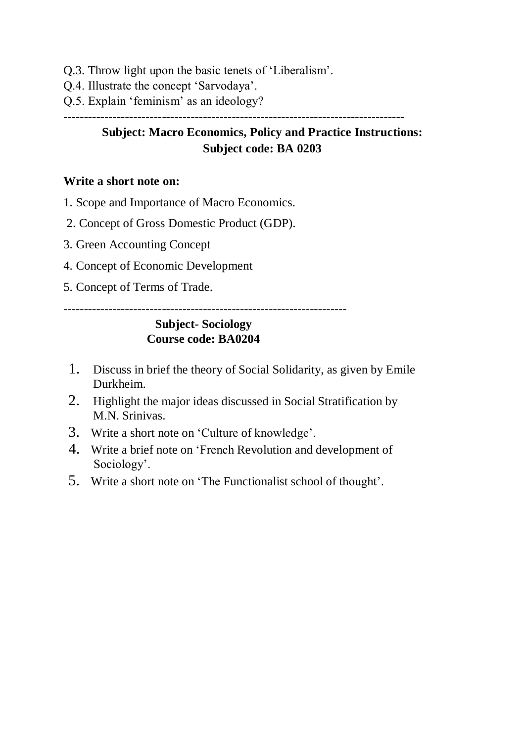Q.3. Throw light upon the basic tenets of 'Liberalism'.

Q.4. Illustrate the concept 'Sarvodaya'.

Q.5. Explain 'feminism' as an ideology?

---

**Subject: Macro Economics, Policy and Practice Instructions:**
**Subject code: BA 0203**

**Write a short note on:**

1. Scope and Importance of Macro Economics.
2. Concept of Gross Domestic Product (GDP).
3. Green Accounting Concept
4. Concept of Economic Development
5. Concept of Terms of Trade.

---

**Subject- Sociology**
**Course code: BA0204**

1. Discuss in brief the theory of Social Solidarity, as given by Emile Durkheim.
2. Highlight the major ideas discussed in Social Stratification by M.N. Srinivas.
3. Write a short note on 'Culture of knowledge'.
4. Write a brief note on 'French Revolution and development of Sociology'.
5. Write a short note on 'The Functionalist school of thought'.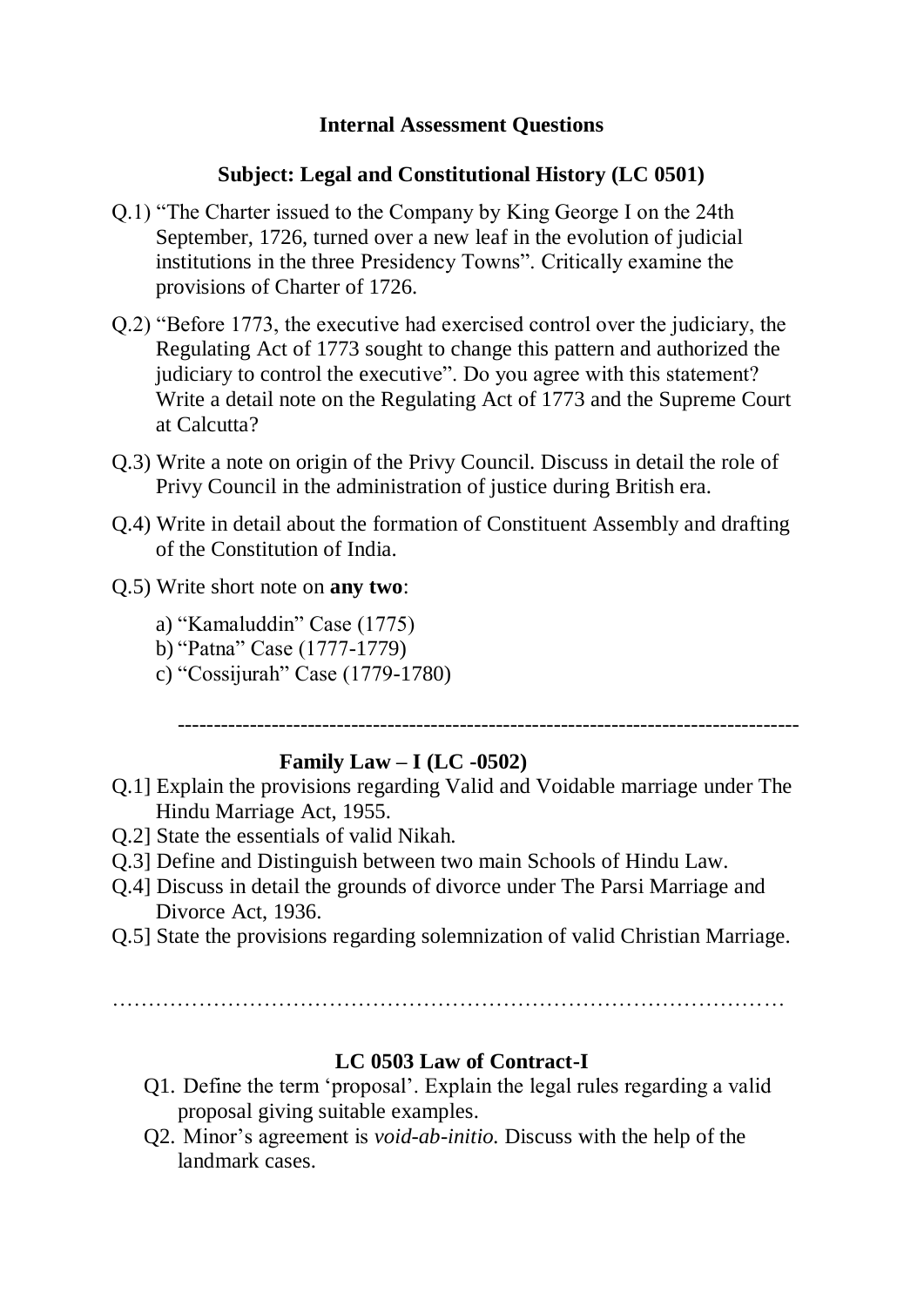**Internal Assessment Questions**

**Subject: Legal and Constitutional History (LC 0501)**

Q.1) "The Charter issued to the Company by King George I on the 24th September, 1726, turned over a new leaf in the evolution of judicial institutions in the three Presidency Towns". Critically examine the provisions of Charter of 1726.

Q.2) "Before 1773, the executive had exercised control over the judiciary, the Regulating Act of 1773 sought to change this pattern and authorized the judiciary to control the executive". Do you agree with this statement? Write a detail note on the Regulating Act of 1773 and the Supreme Court at Calcutta?

Q.3) Write a note on origin of the Privy Council. Discuss in detail the role of Privy Council in the administration of justice during British era.

Q.4) Write in detail about the formation of Constituent Assembly and drafting of the Constitution of India.

Q.5) Write short note on **any two**:

a) "Kamaluddin" Case (1775)
b) "Patna" Case (1777-1779)
c) "Cossijurah" Case (1779-1780)

---

**Family Law – I (LC -0502)**

Q.1] Explain the provisions regarding Valid and Voidable marriage under The Hindu Marriage Act, 1955.
Q.2] State the essentials of valid Nikah.
Q.3] Define and Distinguish between two main Schools of Hindu Law.
Q.4] Discuss in detail the grounds of divorce under The Parsi Marriage and Divorce Act, 1936.
Q.5] State the provisions regarding solemnization of valid Christian Marriage.

…………………………………………………………………………………

**LC 0503 Law of Contract-I**

Q1. Define the term 'proposal'. Explain the legal rules regarding a valid proposal giving suitable examples.
Q2. Minor's agreement is *void-ab-initio.* Discuss with the help of the landmark cases.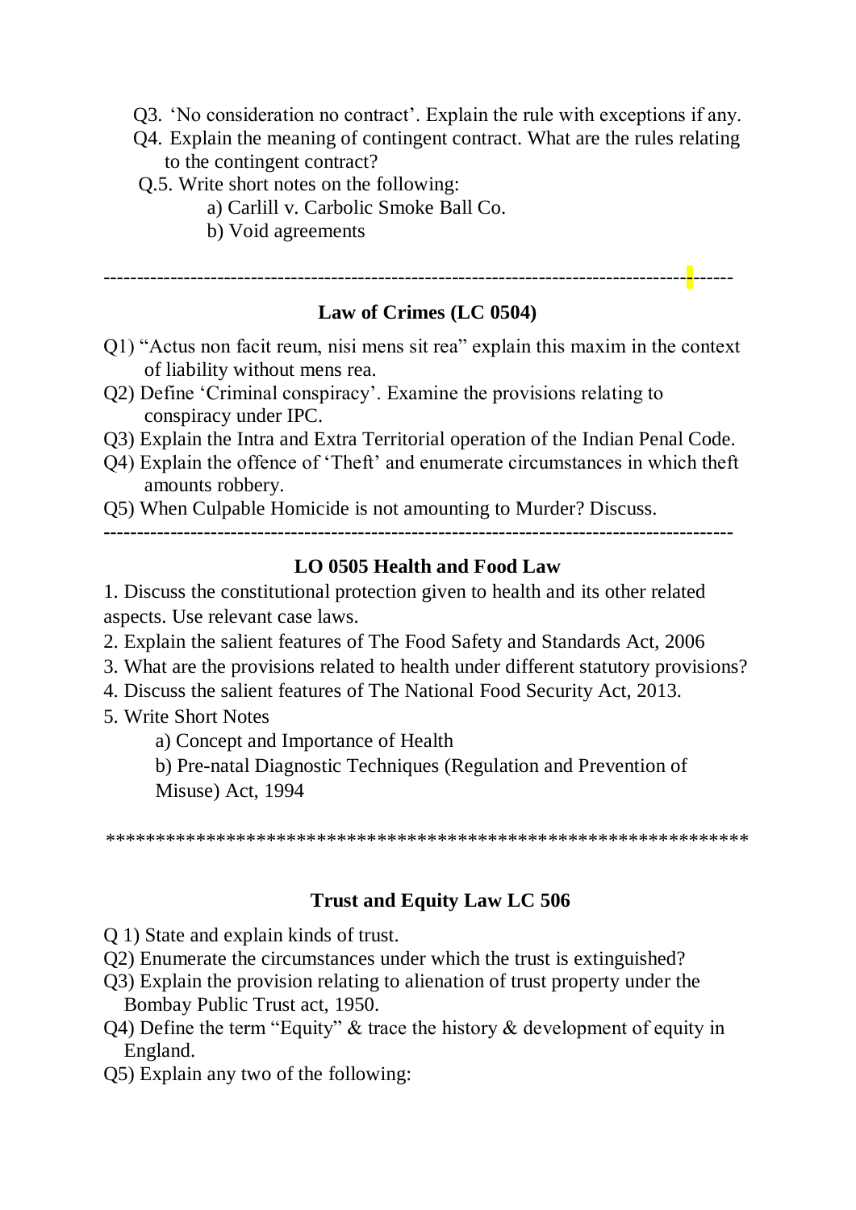Q3. 'No consideration no contract'. Explain the rule with exceptions if any.

Q4. Explain the meaning of contingent contract. What are the rules relating to the contingent contract?

Q.5. Write short notes on the following:

a) Carlill v. Carbolic Smoke Ball Co.

b) Void agreements

---

## Law of Crimes (LC 0504)

Q1) "Actus non facit reum, nisi mens sit rea" explain this maxim in the context of liability without mens rea.

Q2) Define 'Criminal conspiracy'. Examine the provisions relating to conspiracy under IPC.

Q3) Explain the Intra and Extra Territorial operation of the Indian Penal Code.

Q4) Explain the offence of 'Theft' and enumerate circumstances in which theft amounts robbery.

Q5) When Culpable Homicide is not amounting to Murder? Discuss.

---

## LO 0505 Health and Food Law

1. Discuss the constitutional protection given to health and its other related aspects. Use relevant case laws.
2. Explain the salient features of The Food Safety and Standards Act, 2006
3. What are the provisions related to health under different statutory provisions?
4. Discuss the salient features of The National Food Security Act, 2013.
5. Write Short Notes

   a) Concept and Importance of Health

   b) Pre-natal Diagnostic Techniques (Regulation and Prevention of Misuse) Act, 1994

*****************************************************************

## Trust and Equity Law LC 506

Q 1) State and explain kinds of trust.

Q2) Enumerate the circumstances under which the trust is extinguished?

Q3) Explain the provision relating to alienation of trust property under the Bombay Public Trust act, 1950.

Q4) Define the term "Equity" & trace the history & development of equity in England.

Q5) Explain any two of the following: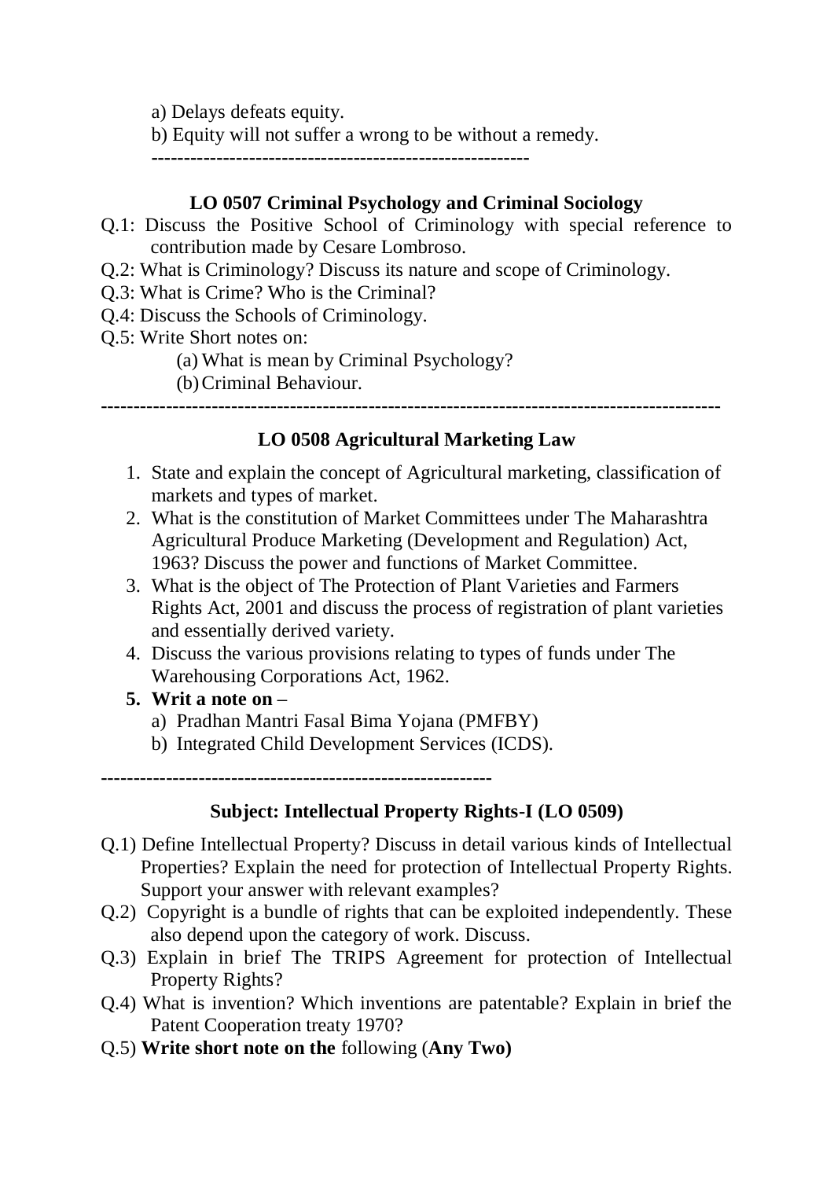a) Delays defeats equity.

b) Equity will not suffer a wrong to be without a remedy.

---

## LO 0507 Criminal Psychology and Criminal Sociology

Q.1: Discuss the Positive School of Criminology with special reference to contribution made by Cesare Lombroso.

Q.2: What is Criminology? Discuss its nature and scope of Criminology.

Q.3: What is Crime? Who is the Criminal?

Q.4: Discuss the Schools of Criminology.

Q.5: Write Short notes on:

(a) What is mean by Criminal Psychology?

(b) Criminal Behaviour.

---

## LO 0508 Agricultural Marketing Law

1. State and explain the concept of Agricultural marketing, classification of markets and types of market.
2. What is the constitution of Market Committees under The Maharashtra Agricultural Produce Marketing (Development and Regulation) Act, 1963? Discuss the power and functions of Market Committee.
3. What is the object of The Protection of Plant Varieties and Farmers Rights Act, 2001 and discuss the process of registration of plant varieties and essentially derived variety.
4. Discuss the various provisions relating to types of funds under The Warehousing Corporations Act, 1962.
5. **Writ a note on –**
   a) Pradhan Mantri Fasal Bima Yojana (PMFBY)
   b) Integrated Child Development Services (ICDS).

---

## Subject: Intellectual Property Rights-I (LO 0509)

Q.1) Define Intellectual Property? Discuss in detail various kinds of Intellectual Properties? Explain the need for protection of Intellectual Property Rights. Support your answer with relevant examples?

Q.2) Copyright is a bundle of rights that can be exploited independently. These also depend upon the category of work. Discuss.

Q.3) Explain in brief The TRIPS Agreement for protection of Intellectual Property Rights?

Q.4) What is invention? Which inventions are patentable? Explain in brief the Patent Cooperation treaty 1970?

Q.5) **Write short note on the** following (**Any Two)**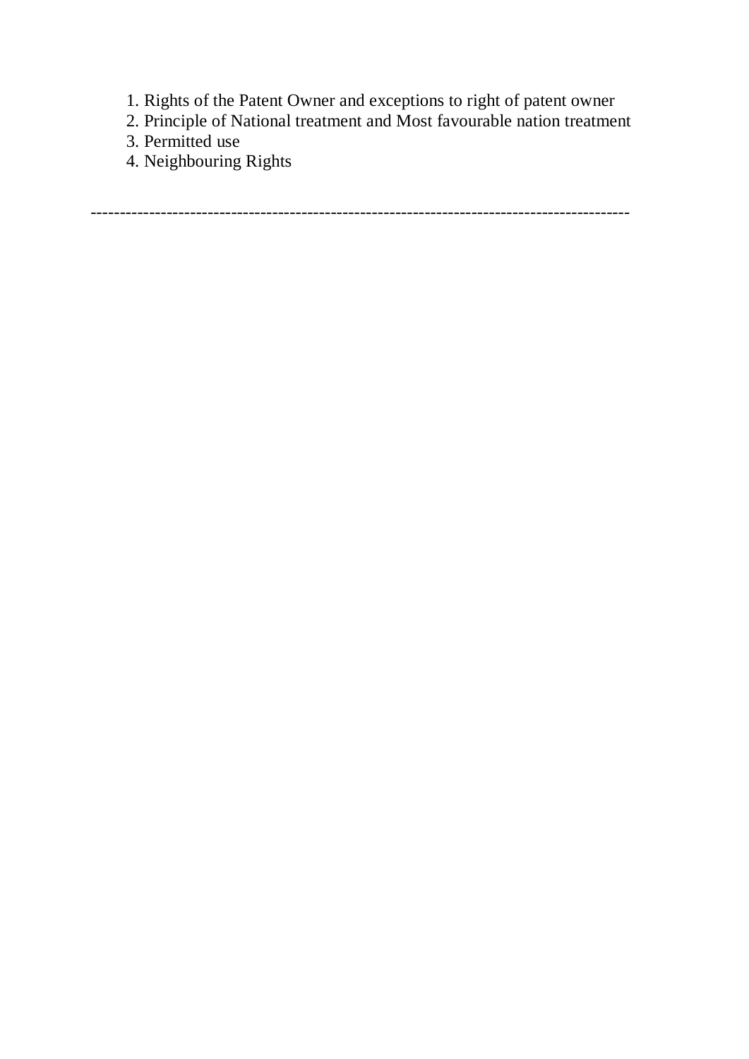1. Rights of the Patent Owner and exceptions to right of patent owner
2. Principle of National treatment and Most favourable nation treatment
3. Permitted use
4. Neighbouring Rights

-------------------------------------------------------------------------------------------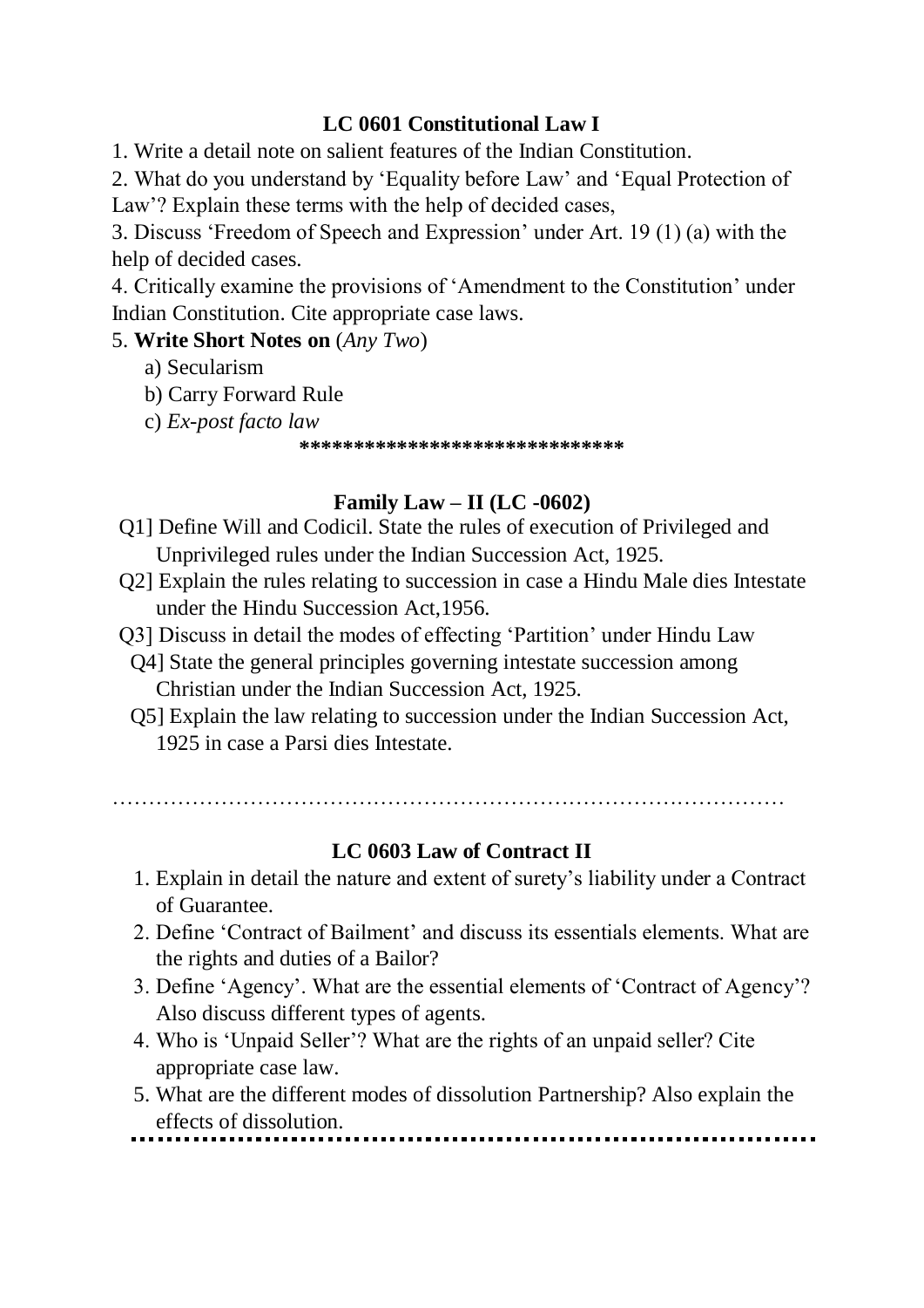## LC 0601 Constitutional Law I

1. Write a detail note on salient features of the Indian Constitution.
2. What do you understand by 'Equality before Law' and 'Equal Protection of Law'? Explain these terms with the help of decided cases,
3. Discuss 'Freedom of Speech and Expression' under Art. 19 (1) (a) with the help of decided cases.
4. Critically examine the provisions of 'Amendment to the Constitution' under Indian Constitution. Cite appropriate case laws.
5. **Write Short Notes on** (*Any Two*)
   a) Secularism
   b) Carry Forward Rule
   c) *Ex-post facto law*

******************************

## Family Law – II (LC -0602)

Q1] Define Will and Codicil. State the rules of execution of Privileged and Unprivileged rules under the Indian Succession Act, 1925.

Q2] Explain the rules relating to succession in case a Hindu Male dies Intestate under the Hindu Succession Act,1956.

Q3] Discuss in detail the modes of effecting 'Partition' under Hindu Law

Q4] State the general principles governing intestate succession among Christian under the Indian Succession Act, 1925.

Q5] Explain the law relating to succession under the Indian Succession Act, 1925 in case a Parsi dies Intestate.

……………………………………………………………………………………

## LC 0603 Law of Contract II

1. Explain in detail the nature and extent of surety's liability under a Contract of Guarantee.
2. Define 'Contract of Bailment' and discuss its essentials elements. What are the rights and duties of a Bailor?
3. Define 'Agency'. What are the essential elements of 'Contract of Agency'? Also discuss different types of agents.
4. Who is 'Unpaid Seller'? What are the rights of an unpaid seller? Cite appropriate case law.
5. What are the different modes of dissolution Partnership? Also explain the effects of dissolution.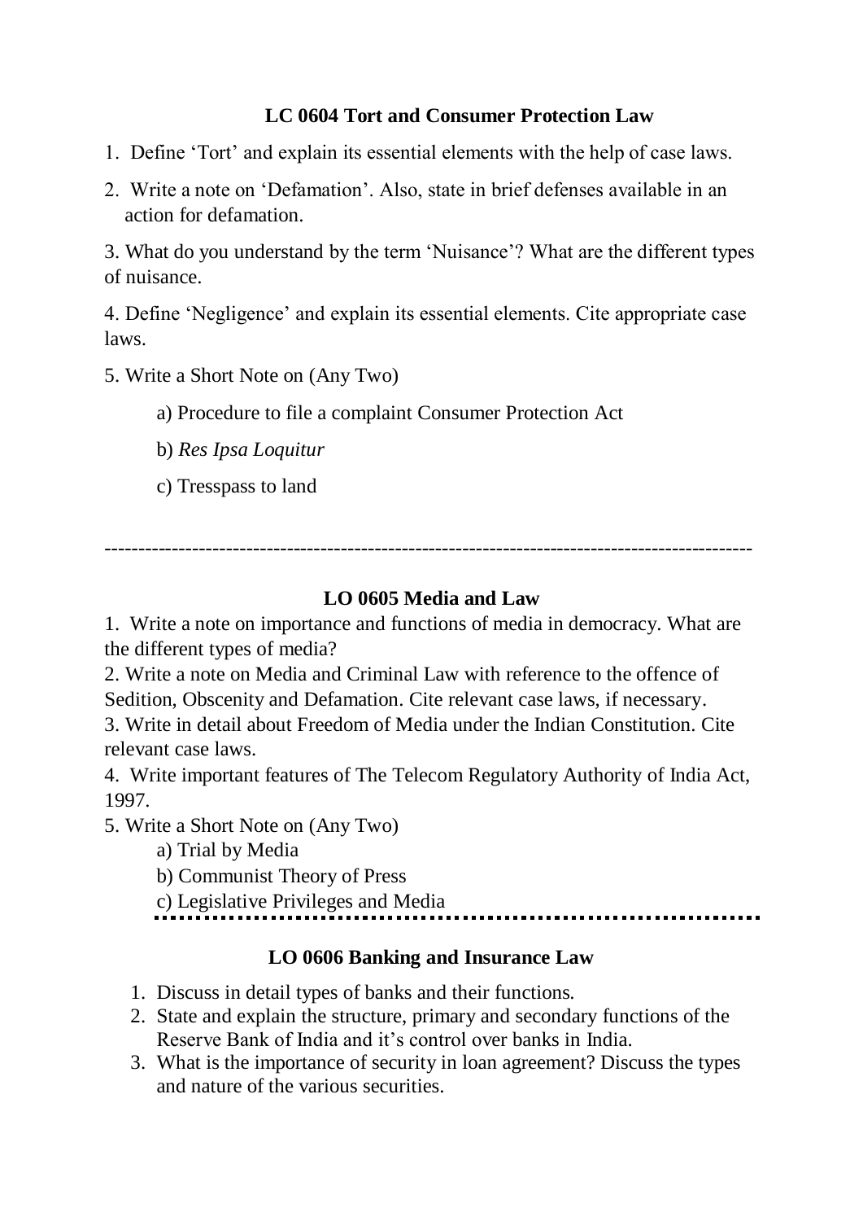## LC 0604 Tort and Consumer Protection Law

1. Define 'Tort' and explain its essential elements with the help of case laws.
2. Write a note on 'Defamation'. Also, state in brief defenses available in an action for defamation.
3. What do you understand by the term 'Nuisance'? What are the different types of nuisance.
4. Define 'Negligence' and explain its essential elements. Cite appropriate case laws.
5. Write a Short Note on (Any Two)

   a) Procedure to file a complaint Consumer Protection Act

   b) *Res Ipsa Loquitur*

   c) Tresspass to land

---

## LO 0605 Media and Law

1. Write a note on importance and functions of media in democracy. What are the different types of media?
2. Write a note on Media and Criminal Law with reference to the offence of Sedition, Obscenity and Defamation. Cite relevant case laws, if necessary.
3. Write in detail about Freedom of Media under the Indian Constitution. Cite relevant case laws.
4. Write important features of The Telecom Regulatory Authority of India Act, 1997.
5. Write a Short Note on (Any Two)
   a) Trial by Media
   b) Communist Theory of Press
   c) Legislative Privileges and Media

---

## LO 0606 Banking and Insurance Law

1. Discuss in detail types of banks and their functions.
2. State and explain the structure, primary and secondary functions of the Reserve Bank of India and it's control over banks in India.
3. What is the importance of security in loan agreement? Discuss the types and nature of the various securities.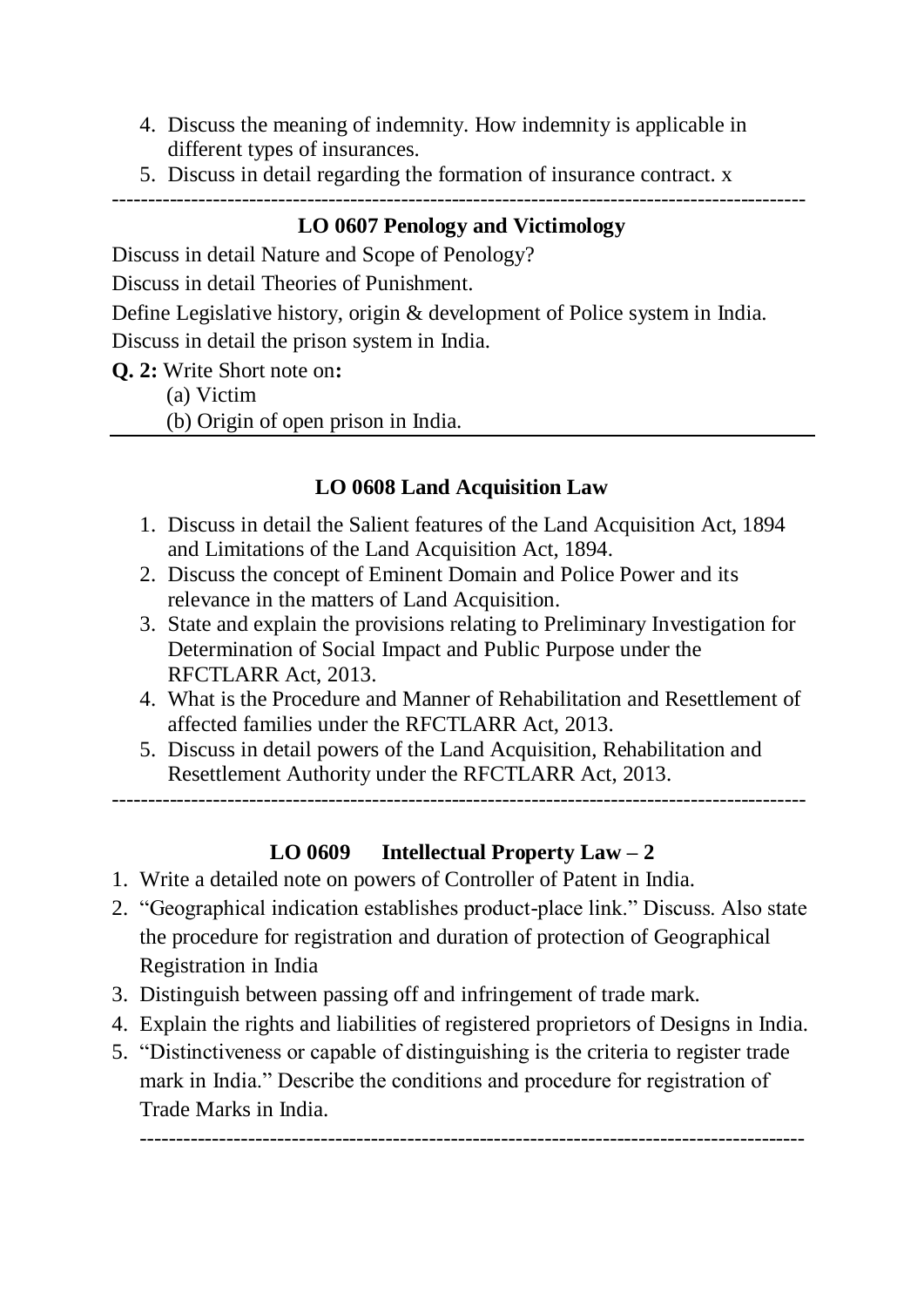4. Discuss the meaning of indemnity. How indemnity is applicable in different types of insurances.
5. Discuss in detail regarding the formation of insurance contract. x

---

## LO 0607 Penology and Victimology

Discuss in detail Nature and Scope of Penology?

Discuss in detail Theories of Punishment.

Define Legislative history, origin & development of Police system in India.

Discuss in detail the prison system in India.

**Q. 2:** Write Short note on**:**

(a) Victim

(b) Origin of open prison in India.

---

## LO 0608 Land Acquisition Law

1. Discuss in detail the Salient features of the Land Acquisition Act, 1894 and Limitations of the Land Acquisition Act, 1894.
2. Discuss the concept of Eminent Domain and Police Power and its relevance in the matters of Land Acquisition.
3. State and explain the provisions relating to Preliminary Investigation for Determination of Social Impact and Public Purpose under the RFCTLARR Act, 2013.
4. What is the Procedure and Manner of Rehabilitation and Resettlement of affected families under the RFCTLARR Act, 2013.
5. Discuss in detail powers of the Land Acquisition, Rehabilitation and Resettlement Authority under the RFCTLARR Act, 2013.

---

## LO 0609 Intellectual Property Law – 2

1. Write a detailed note on powers of Controller of Patent in India.
2. “Geographical indication establishes product-place link.” Discuss. Also state the procedure for registration and duration of protection of Geographical Registration in India
3. Distinguish between passing off and infringement of trade mark.
4. Explain the rights and liabilities of registered proprietors of Designs in India.
5. “Distinctiveness or capable of distinguishing is the criteria to register trade mark in India.” Describe the conditions and procedure for registration of Trade Marks in India.

---